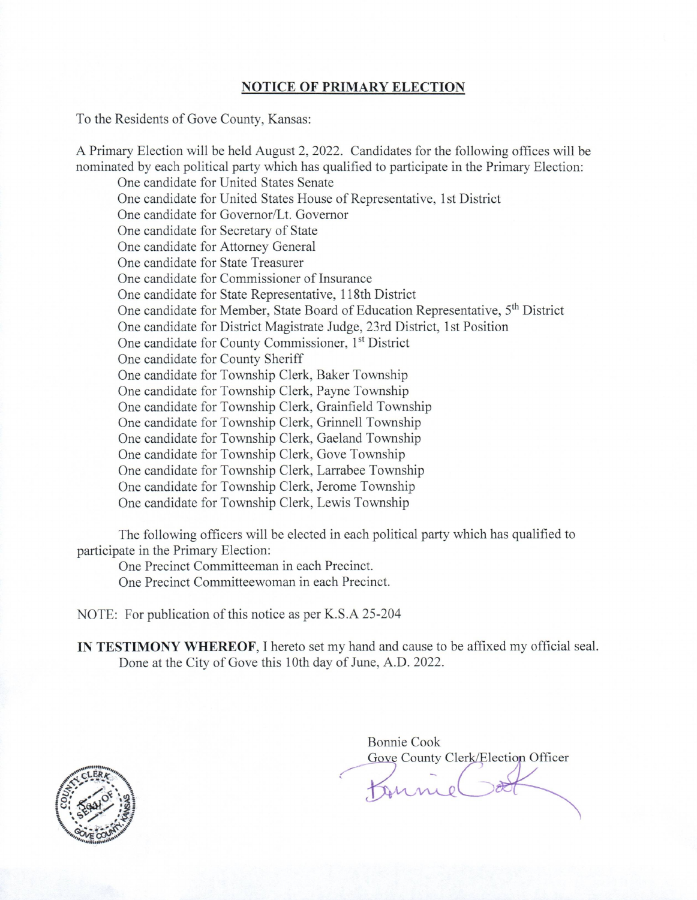# NOTICE OF PRIMARY ELECTION

To the Residents of Gove County, Kansas:

A Primary Election will be held August 2, 2022. Candidates for the following offices will be nominated by each political party which has qualified to participate in the Primary Election:

One candidate for United States Senate
One candidate for United States House of Representative, 1st District
One candidate for Governor/Lt. Governor
One candidate for Secretary of State
One candidate for Attorney General
One candidate for State Treasurer
One candidate for Commissioner of Insurance
One candidate for State Representative, 118th District
One candidate for Member, State Board of Education Representative, 5th District
One candidate for District Magistrate Judge, 23rd District, 1st Position
One candidate for County Commissioner, 1st District
One candidate for County Sheriff
One candidate for Township Clerk, Baker Township
One candidate for Township Clerk, Payne Township
One candidate for Township Clerk, Grainfield Township
One candidate for Township Clerk, Grinnell Township
One candidate for Township Clerk, Gaeland Township
One candidate for Township Clerk, Gove Township
One candidate for Township Clerk, Larrabee Township
One candidate for Township Clerk, Jerome Township
One candidate for Township Clerk, Lewis Township

The following officers will be elected in each political party which has qualified to participate in the Primary Election:

One Precinct Committeeman in each Precinct.
One Precinct Committeewoman in each Precinct.

NOTE: For publication of this notice as per K.S.A 25-204

**IN TESTIMONY WHEREOF**, I hereto set my hand and cause to be affixed my official seal. Done at the City of Gove this 10th day of June, A.D. 2022.

Bonnie Cook
Gove County Clerk/Election Officer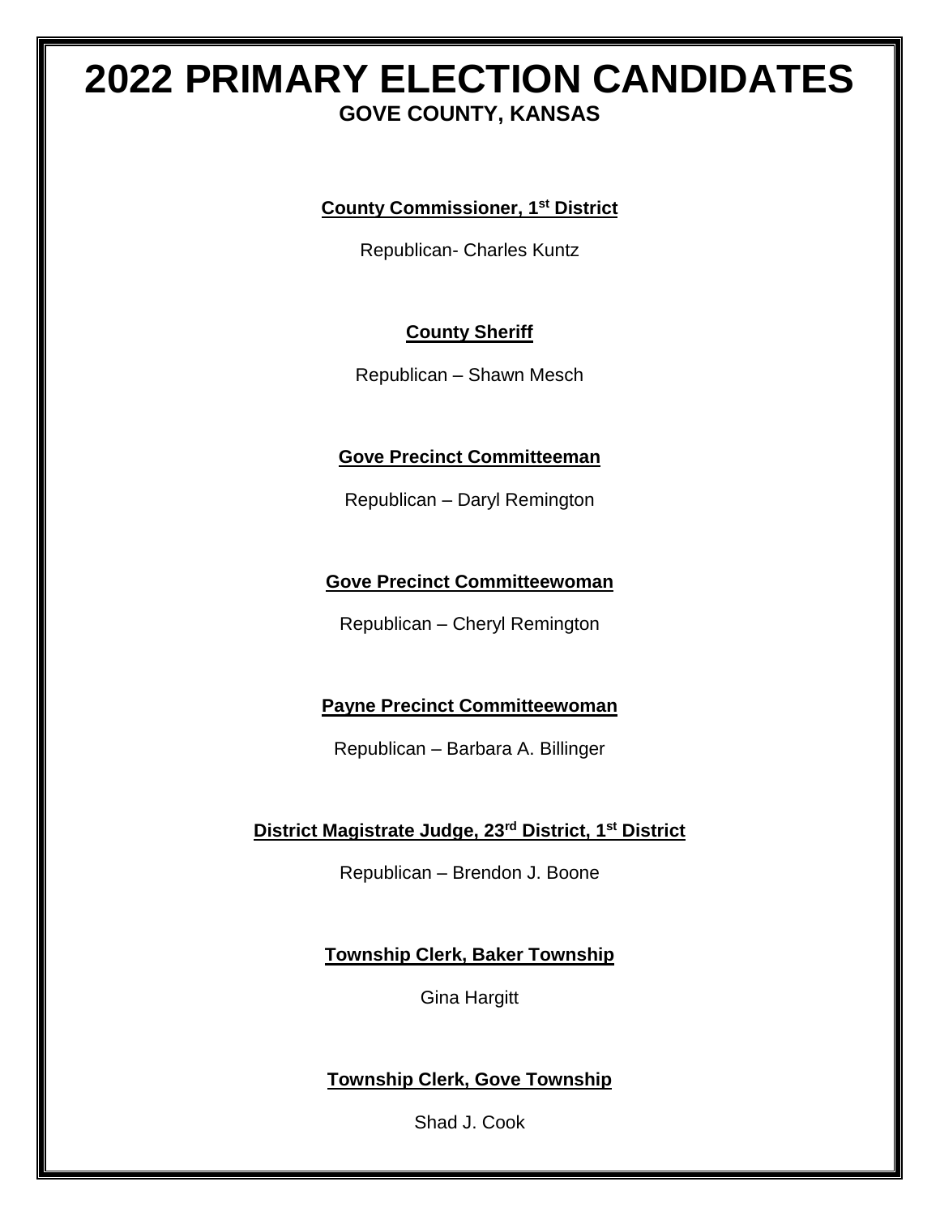# 2022 PRIMARY ELECTION CANDIDATES

## GOVE COUNTY, KANSAS

**County Commissioner, 1st District**

Republican- Charles Kuntz

**County Sheriff**

Republican – Shawn Mesch

**Gove Precinct Committeeman**

Republican – Daryl Remington

**Gove Precinct Committeewoman**

Republican – Cheryl Remington

**Payne Precinct Committeewoman**

Republican – Barbara A. Billinger

**District Magistrate Judge, 23rd District, 1st District**

Republican – Brendon J. Boone

**Township Clerk, Baker Township**

Gina Hargitt

**Township Clerk, Gove Township**

Shad J. Cook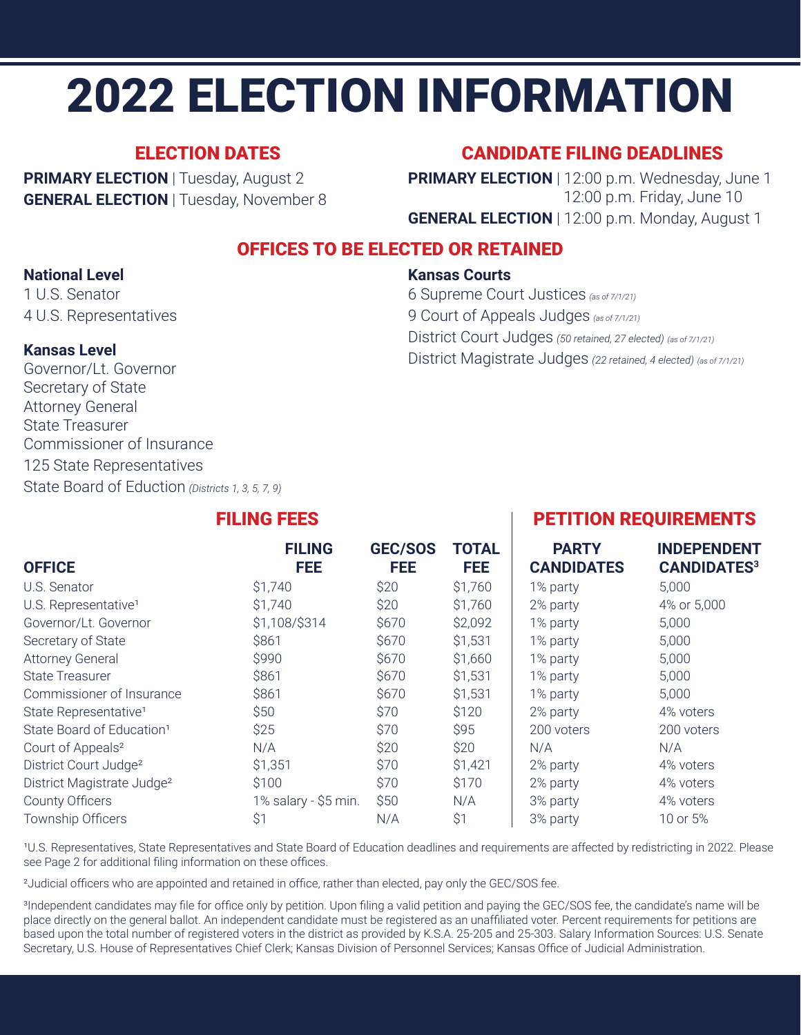# 2022 ELECTION INFORMATION

## ELECTION DATES

**PRIMARY ELECTION** | Tuesday, August 2
**GENERAL ELECTION** | Tuesday, November 8

## CANDIDATE FILING DEADLINES

**PRIMARY ELECTION** | 12:00 p.m. Wednesday, June 1
12:00 p.m. Friday, June 10
**GENERAL ELECTION** | 12:00 p.m. Monday, August 1

## OFFICES TO BE ELECTED OR RETAINED

**National Level**

1 U.S. Senator
4 U.S. Representatives

**Kansas Level**

Governor/Lt. Governor
Secretary of State
Attorney General
State Treasurer
Commissioner of Insurance
125 State Representatives
State Board of Eduction *(Districts 1, 3, 5, 7, 9)*

**Kansas Courts**

6 Supreme Court Justices *(as of 7/1/21)*
9 Court of Appeals Judges *(as of 7/1/21)*
District Court Judges *(50 retained, 27 elected)* *(as of 7/1/21)*
District Magistrate Judges *(22 retained, 4 elected)* *(as of 7/1/21)*

## FILING FEES / PETITION REQUIREMENTS

| | FILING FEES | | | PETITION REQUIREMENTS | |
|---|---|---|---|---|---|
| OFFICE | FILING FEE | GEC/SOS FEE | TOTAL FEE | PARTY CANDIDATES | INDEPENDENT CANDIDATES[3] |
| U.S. Senator | $1,740 | $20 | $1,760 | 1% party | 5,000 |
| U.S. Representative[1] | $1,740 | $20 | $1,760 | 2% party | 4% or 5,000 |
| Governor/Lt. Governor | $1,108/$314 | $670 | $2,092 | 1% party | 5,000 |
| Secretary of State | $861 | $670 | $1,531 | 1% party | 5,000 |
| Attorney General | $990 | $670 | $1,660 | 1% party | 5,000 |
| State Treasurer | $861 | $670 | $1,531 | 1% party | 5,000 |
| Commissioner of Insurance | $861 | $670 | $1,531 | 1% party | 5,000 |
| State Representative[1] | $50 | $70 | $120 | 2% party | 4% voters |
| State Board of Education[1] | $25 | $70 | $95 | 200 voters | 200 voters |
| Court of Appeals[2] | N/A | $20 | $20 | N/A | N/A |
| District Court Judge[2] | $1,351 | $70 | $1,421 | 2% party | 4% voters |
| District Magistrate Judge[2] | $100 | $70 | $170 | 2% party | 4% voters |
| County Officers | 1% salary - $5 min. | $50 | N/A | 3% party | 4% voters |
| Township Officers | $1 | N/A | $1 | 3% party | 10 or 5% |

[1]U.S. Representatives, State Representatives and State Board of Education deadlines and requirements are affected by redistricting in 2022. Please see Page 2 for additional filing information on these offices.

[2]Judicial officers who are appointed and retained in office, rather than elected, pay only the GEC/SOS fee.

[3]Independent candidates may file for office only by petition. Upon filing a valid petition and paying the GEC/SOS fee, the candidate's name will be place directly on the general ballot. An independent candidate must be registered as an unaffiliated voter. Percent requirements for petitions are based upon the total number of registered voters in the district as provided by K.S.A. 25-205 and 25-303. Salary Information Sources: U.S. Senate Secretary, U.S. House of Representatives Chief Clerk; Kansas Division of Personnel Services; Kansas Office of Judicial Administration.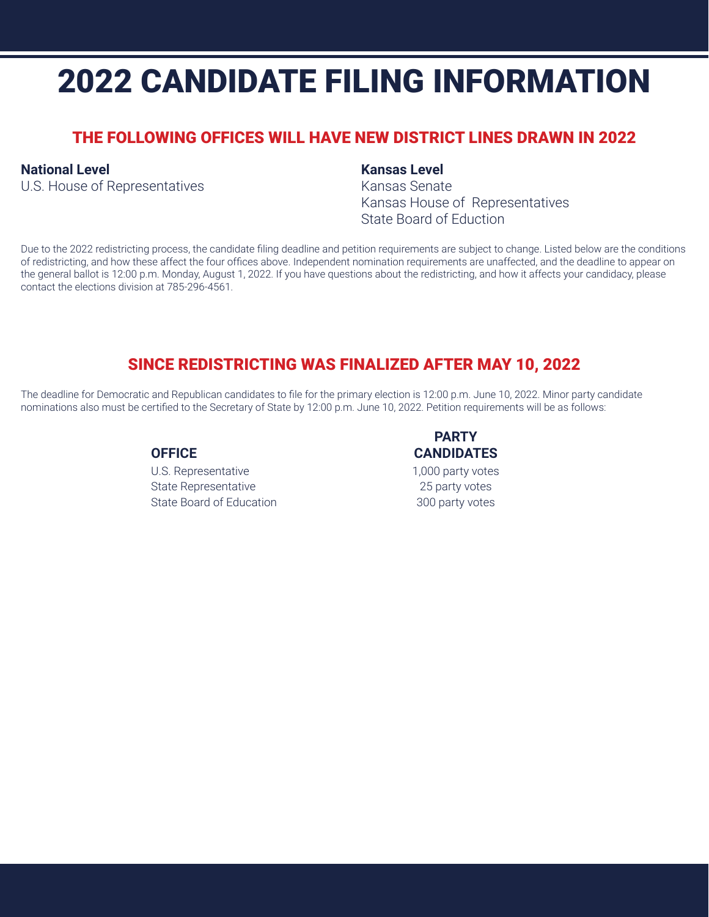# 2022 CANDIDATE FILING INFORMATION

## THE FOLLOWING OFFICES WILL HAVE NEW DISTRICT LINES DRAWN IN 2022

**National Level**
U.S. House of Representatives

**Kansas Level**
Kansas Senate
Kansas House of Representatives
State Board of Eduction

Due to the 2022 redistricting process, the candidate filing deadline and petition requirements are subject to change. Listed below are the conditions of redistricting, and how these affect the four offices above. Independent nomination requirements are unaffected, and the deadline to appear on the general ballot is 12:00 p.m. Monday, August 1, 2022. If you have questions about the redistricting, and how it affects your candidacy, please contact the elections division at 785-296-4561.

## SINCE REDISTRICTING WAS FINALIZED AFTER MAY 10, 2022

The deadline for Democratic and Republican candidates to file for the primary election is 12:00 p.m. June 10, 2022. Minor party candidate nominations also must be certified to the Secretary of State by 12:00 p.m. June 10, 2022. Petition requirements will be as follows:

| OFFICE | PARTY CANDIDATES |
|---|---|
| U.S. Representative | 1,000 party votes |
| State Representative | 25 party votes |
| State Board of Education | 300 party votes |